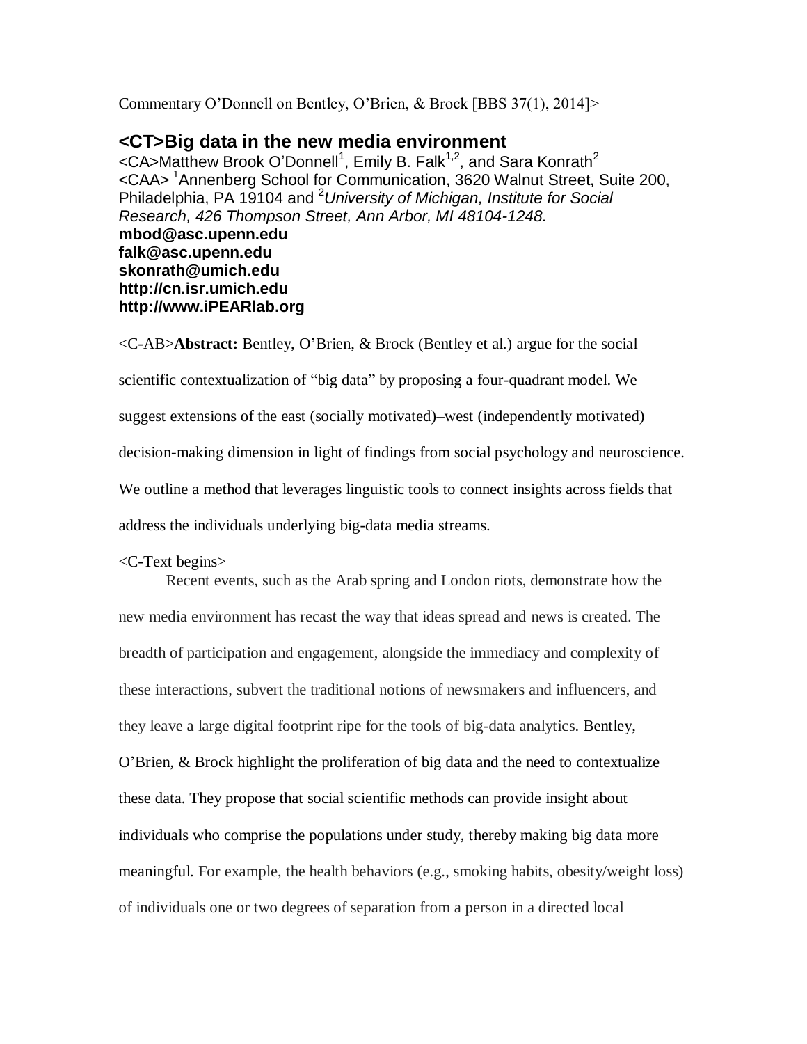Commentary O'Donnell on Bentley, O'Brien, & Brock [BBS 37(1), 2014]>

# <CT>Big data in the new media environment

<CA>Matthew Brook O'Donnell[1], Emily B. Falk[1,2], and Sara Konrath[2]

<CAA> [1]Annenberg School for Communication, 3620 Walnut Street, Suite 200, Philadelphia, PA 19104 and [2]*University of Michigan, Institute for Social Research, 426 Thompson Street, Ann Arbor, MI 48104-1248.*

**mbod@asc.upenn.edu**
**falk@asc.upenn.edu**
**skonrath@umich.edu**
**http://cn.isr.umich.edu**
**http://www.iPEARlab.org**

<C-AB>**Abstract:** Bentley, O'Brien, & Brock (Bentley et al.) argue for the social scientific contextualization of "big data" by proposing a four-quadrant model. We suggest extensions of the east (socially motivated)–west (independently motivated) decision-making dimension in light of findings from social psychology and neuroscience. We outline a method that leverages linguistic tools to connect insights across fields that address the individuals underlying big-data media streams.

<C-Text begins>

Recent events, such as the Arab spring and London riots, demonstrate how the new media environment has recast the way that ideas spread and news is created. The breadth of participation and engagement, alongside the immediacy and complexity of these interactions, subvert the traditional notions of newsmakers and influencers, and they leave a large digital footprint ripe for the tools of big-data analytics. Bentley, O'Brien, & Brock highlight the proliferation of big data and the need to contextualize these data. They propose that social scientific methods can provide insight about individuals who comprise the populations under study, thereby making big data more meaningful. For example, the health behaviors (e.g., smoking habits, obesity/weight loss) of individuals one or two degrees of separation from a person in a directed local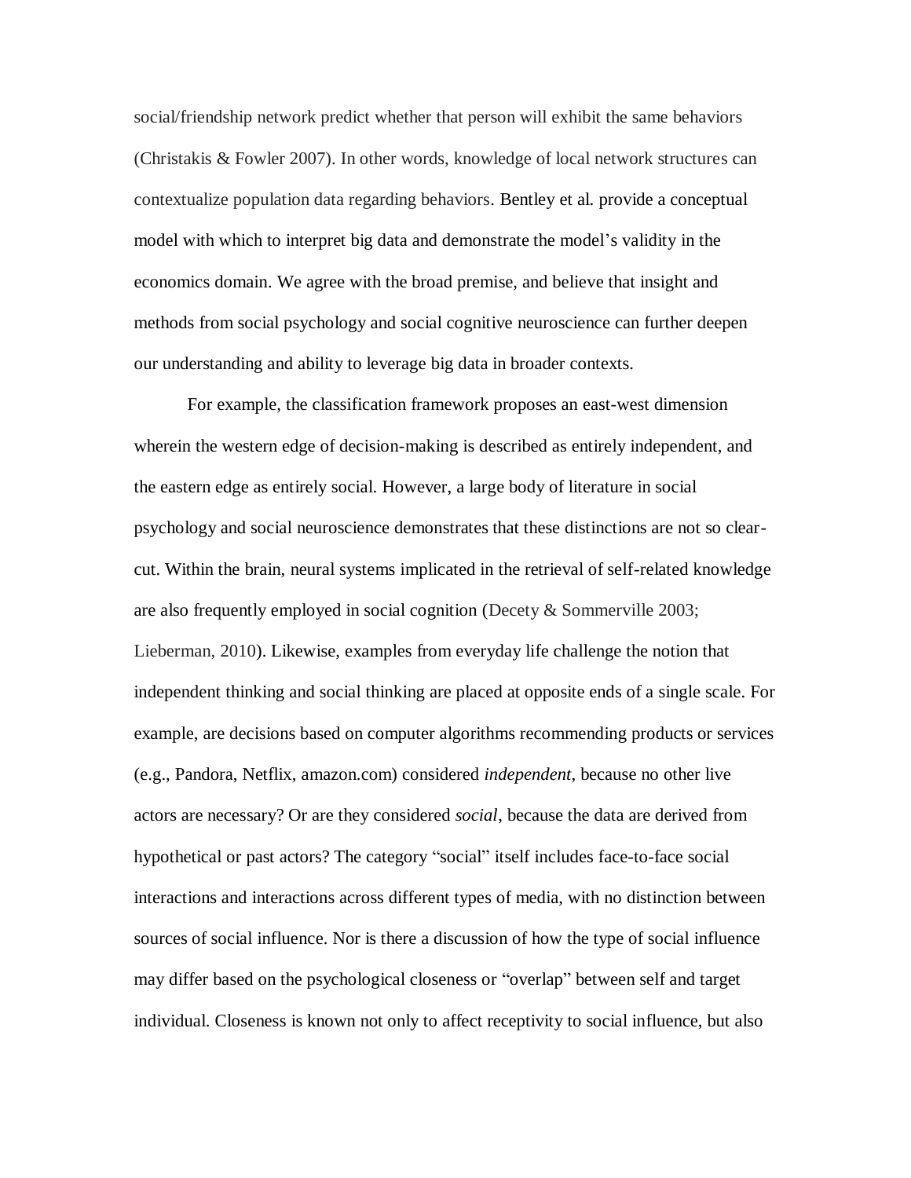social/friendship network predict whether that person will exhibit the same behaviors (Christakis & Fowler 2007). In other words, knowledge of local network structures can contextualize population data regarding behaviors. Bentley et al. provide a conceptual model with which to interpret big data and demonstrate the model's validity in the economics domain. We agree with the broad premise, and believe that insight and methods from social psychology and social cognitive neuroscience can further deepen our understanding and ability to leverage big data in broader contexts.

For example, the classification framework proposes an east-west dimension wherein the western edge of decision-making is described as entirely independent, and the eastern edge as entirely social. However, a large body of literature in social psychology and social neuroscience demonstrates that these distinctions are not so clear-cut. Within the brain, neural systems implicated in the retrieval of self-related knowledge are also frequently employed in social cognition (Decety & Sommerville 2003; Lieberman, 2010). Likewise, examples from everyday life challenge the notion that independent thinking and social thinking are placed at opposite ends of a single scale. For example, are decisions based on computer algorithms recommending products or services (e.g., Pandora, Netflix, amazon.com) considered *independent*, because no other live actors are necessary? Or are they considered *social*, because the data are derived from hypothetical or past actors? The category "social" itself includes face-to-face social interactions and interactions across different types of media, with no distinction between sources of social influence. Nor is there a discussion of how the type of social influence may differ based on the psychological closeness or "overlap" between self and target individual. Closeness is known not only to affect receptivity to social influence, but also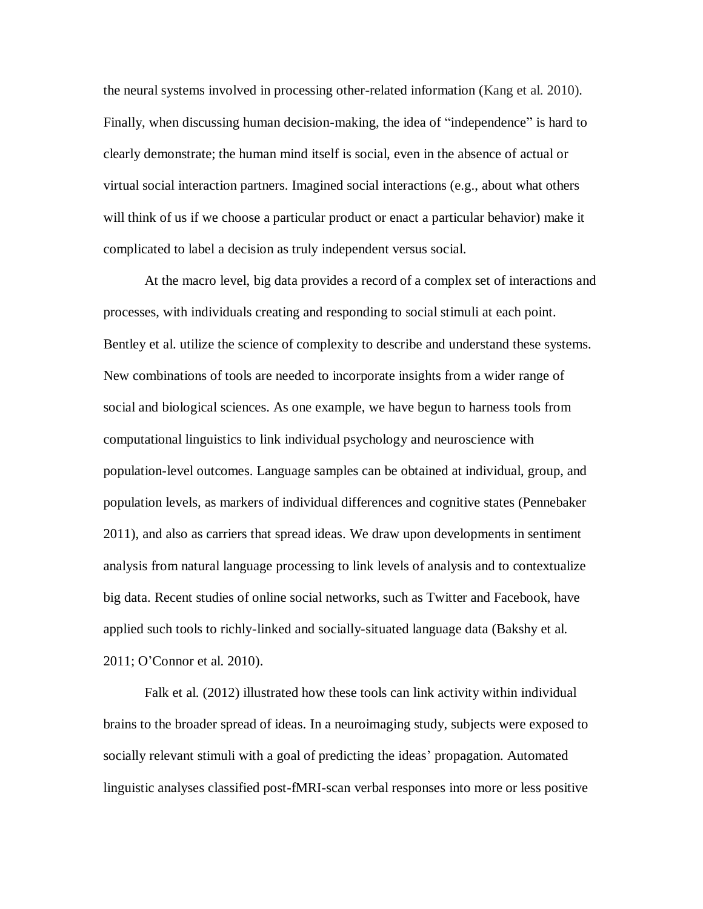the neural systems involved in processing other-related information (Kang et al. 2010). Finally, when discussing human decision-making, the idea of "independence" is hard to clearly demonstrate; the human mind itself is social, even in the absence of actual or virtual social interaction partners. Imagined social interactions (e.g., about what others will think of us if we choose a particular product or enact a particular behavior) make it complicated to label a decision as truly independent versus social.

At the macro level, big data provides a record of a complex set of interactions and processes, with individuals creating and responding to social stimuli at each point. Bentley et al. utilize the science of complexity to describe and understand these systems. New combinations of tools are needed to incorporate insights from a wider range of social and biological sciences. As one example, we have begun to harness tools from computational linguistics to link individual psychology and neuroscience with population-level outcomes. Language samples can be obtained at individual, group, and population levels, as markers of individual differences and cognitive states (Pennebaker 2011), and also as carriers that spread ideas. We draw upon developments in sentiment analysis from natural language processing to link levels of analysis and to contextualize big data. Recent studies of online social networks, such as Twitter and Facebook, have applied such tools to richly-linked and socially-situated language data (Bakshy et al. 2011; O'Connor et al. 2010).

Falk et al. (2012) illustrated how these tools can link activity within individual brains to the broader spread of ideas. In a neuroimaging study, subjects were exposed to socially relevant stimuli with a goal of predicting the ideas' propagation. Automated linguistic analyses classified post-fMRI-scan verbal responses into more or less positive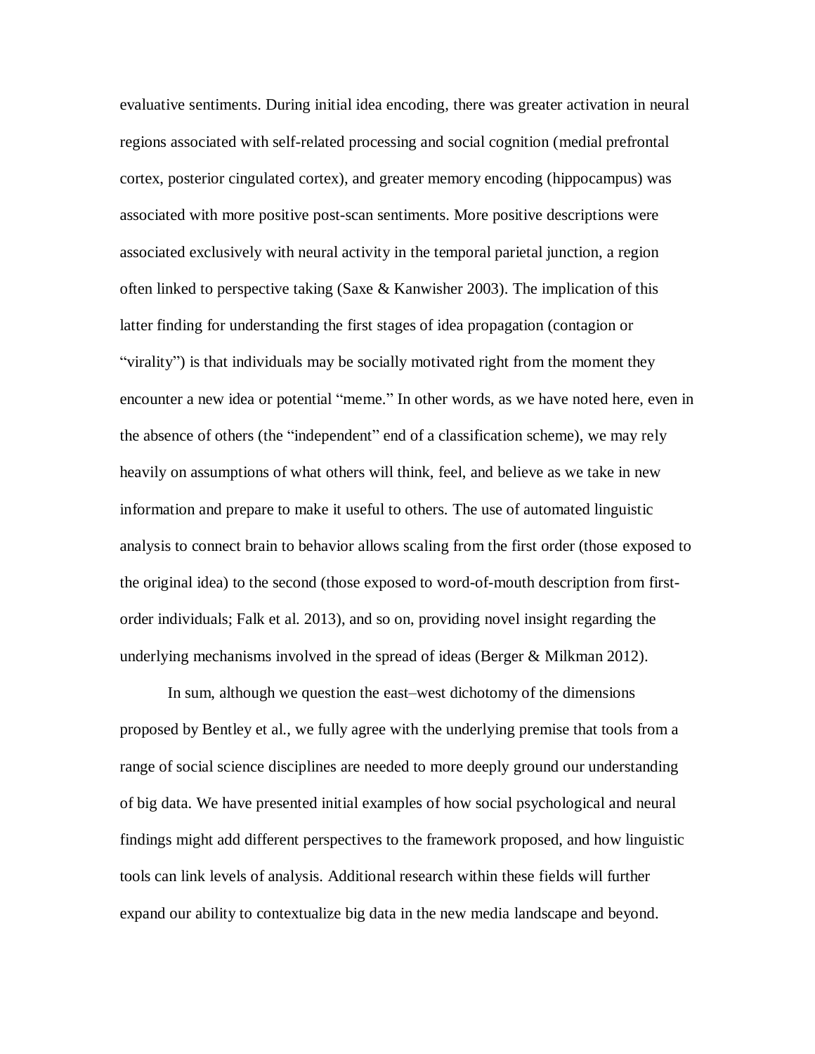evaluative sentiments. During initial idea encoding, there was greater activation in neural regions associated with self-related processing and social cognition (medial prefrontal cortex, posterior cingulated cortex), and greater memory encoding (hippocampus) was associated with more positive post-scan sentiments. More positive descriptions were associated exclusively with neural activity in the temporal parietal junction, a region often linked to perspective taking (Saxe & Kanwisher 2003). The implication of this latter finding for understanding the first stages of idea propagation (contagion or "virality") is that individuals may be socially motivated right from the moment they encounter a new idea or potential "meme." In other words, as we have noted here, even in the absence of others (the "independent" end of a classification scheme), we may rely heavily on assumptions of what others will think, feel, and believe as we take in new information and prepare to make it useful to others. The use of automated linguistic analysis to connect brain to behavior allows scaling from the first order (those exposed to the original idea) to the second (those exposed to word-of-mouth description from first-order individuals; Falk et al. 2013), and so on, providing novel insight regarding the underlying mechanisms involved in the spread of ideas (Berger & Milkman 2012).

In sum, although we question the east–west dichotomy of the dimensions proposed by Bentley et al., we fully agree with the underlying premise that tools from a range of social science disciplines are needed to more deeply ground our understanding of big data. We have presented initial examples of how social psychological and neural findings might add different perspectives to the framework proposed, and how linguistic tools can link levels of analysis. Additional research within these fields will further expand our ability to contextualize big data in the new media landscape and beyond.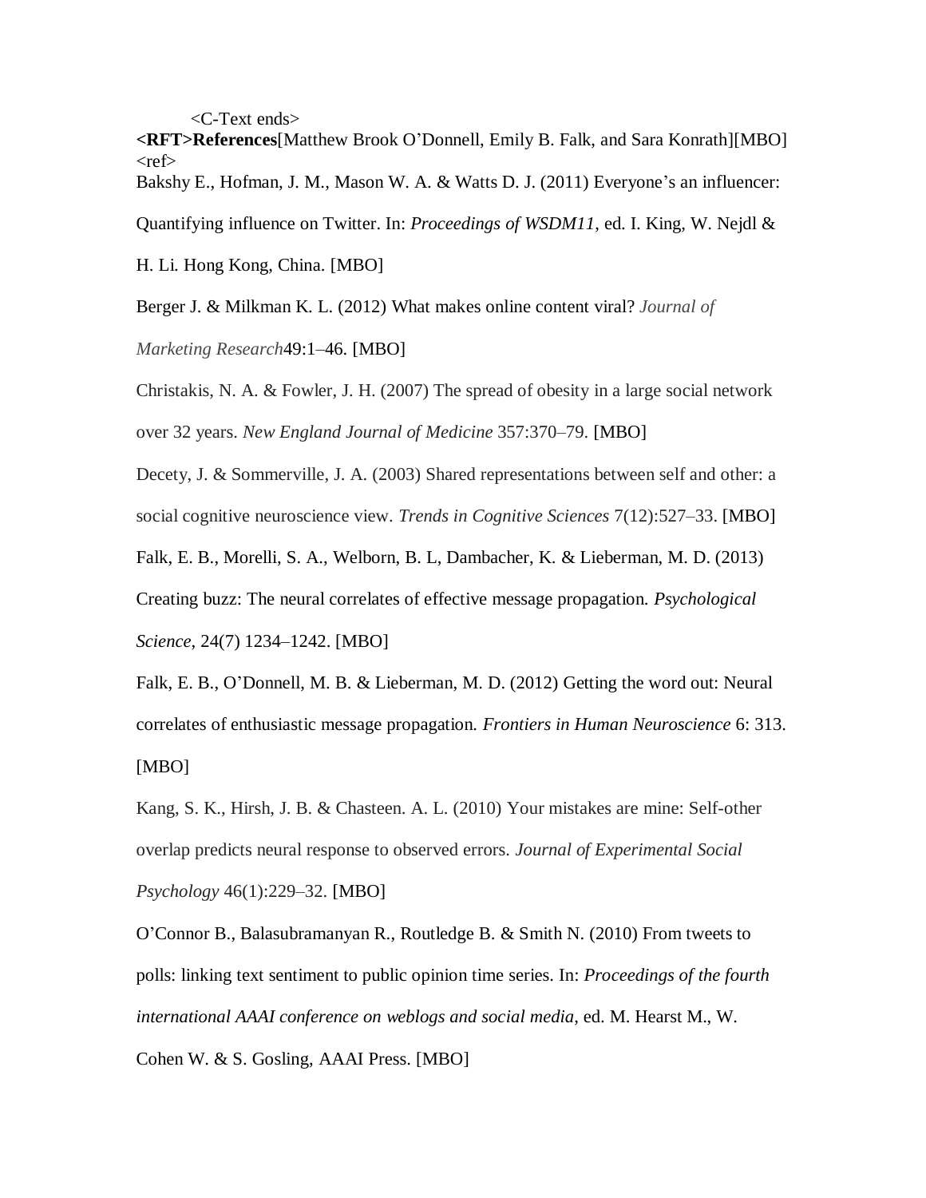<C-Text ends>

**<RFT>References**[Matthew Brook O'Donnell, Emily B. Falk, and Sara Konrath][MBO]

<ref>

Bakshy E., Hofman, J. M., Mason W. A. & Watts D. J. (2011) Everyone's an influencer: Quantifying influence on Twitter. In: *Proceedings of WSDM11*, ed. I. King, W. Nejdl & H. Li. Hong Kong, China. [MBO]

Berger J. & Milkman K. L. (2012) What makes online content viral? *Journal of Marketing Research*49:1–46. [MBO]

Christakis, N. A. & Fowler, J. H. (2007) The spread of obesity in a large social network over 32 years. *New England Journal of Medicine* 357:370–79. [MBO]

Decety, J. & Sommerville, J. A. (2003) Shared representations between self and other: a social cognitive neuroscience view. *Trends in Cognitive Sciences* 7(12):527–33. [MBO]

Falk, E. B., Morelli, S. A., Welborn, B. L, Dambacher, K. & Lieberman, M. D. (2013) Creating buzz: The neural correlates of effective message propagation. *Psychological Science*, 24(7) 1234–1242. [MBO]

Falk, E. B., O'Donnell, M. B. & Lieberman, M. D. (2012) Getting the word out: Neural correlates of enthusiastic message propagation. *Frontiers in Human Neuroscience* 6: 313. [MBO]

Kang, S. K., Hirsh, J. B. & Chasteen. A. L. (2010) Your mistakes are mine: Self-other overlap predicts neural response to observed errors. *Journal of Experimental Social Psychology* 46(1):229–32. [MBO]

O'Connor B., Balasubramanyan R., Routledge B. & Smith N. (2010) From tweets to polls: linking text sentiment to public opinion time series. In: *Proceedings of the fourth international AAAI conference on weblogs and social media*, ed. M. Hearst M., W. Cohen W. & S. Gosling, AAAI Press. [MBO]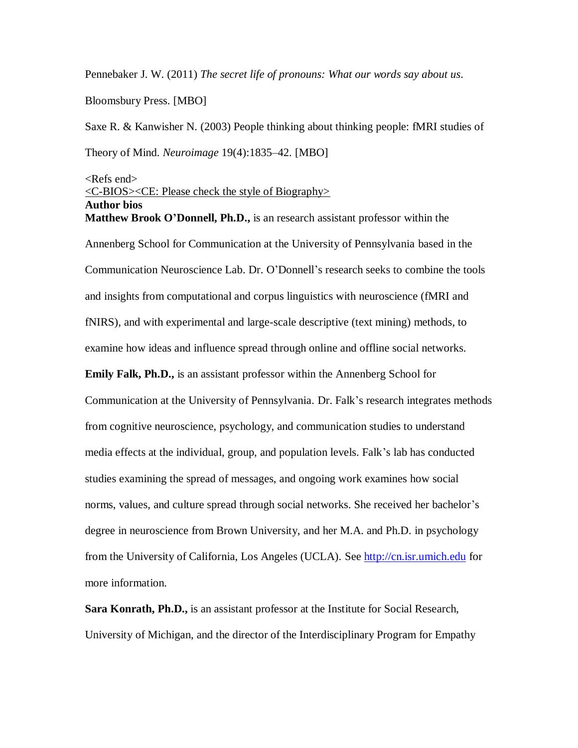Pennebaker J. W. (2011) *The secret life of pronouns: What our words say about us*. Bloomsbury Press. [MBO]

Saxe R. & Kanwisher N. (2003) People thinking about thinking people: fMRI studies of Theory of Mind. *Neuroimage* 19(4):1835–42. [MBO]

<Refs end>

<C-BIOS><CE: Please check the style of Biography>

**Author bios**

**Matthew Brook O'Donnell, Ph.D.,** is an research assistant professor within the Annenberg School for Communication at the University of Pennsylvania based in the Communication Neuroscience Lab. Dr. O'Donnell's research seeks to combine the tools and insights from computational and corpus linguistics with neuroscience (fMRI and fNIRS), and with experimental and large-scale descriptive (text mining) methods, to examine how ideas and influence spread through online and offline social networks.

**Emily Falk, Ph.D.,** is an assistant professor within the Annenberg School for Communication at the University of Pennsylvania. Dr. Falk's research integrates methods from cognitive neuroscience, psychology, and communication studies to understand media effects at the individual, group, and population levels. Falk's lab has conducted studies examining the spread of messages, and ongoing work examines how social norms, values, and culture spread through social networks. She received her bachelor's degree in neuroscience from Brown University, and her M.A. and Ph.D. in psychology from the University of California, Los Angeles (UCLA). See http://cn.isr.umich.edu for more information.

**Sara Konrath, Ph.D.,** is an assistant professor at the Institute for Social Research, University of Michigan, and the director of the Interdisciplinary Program for Empathy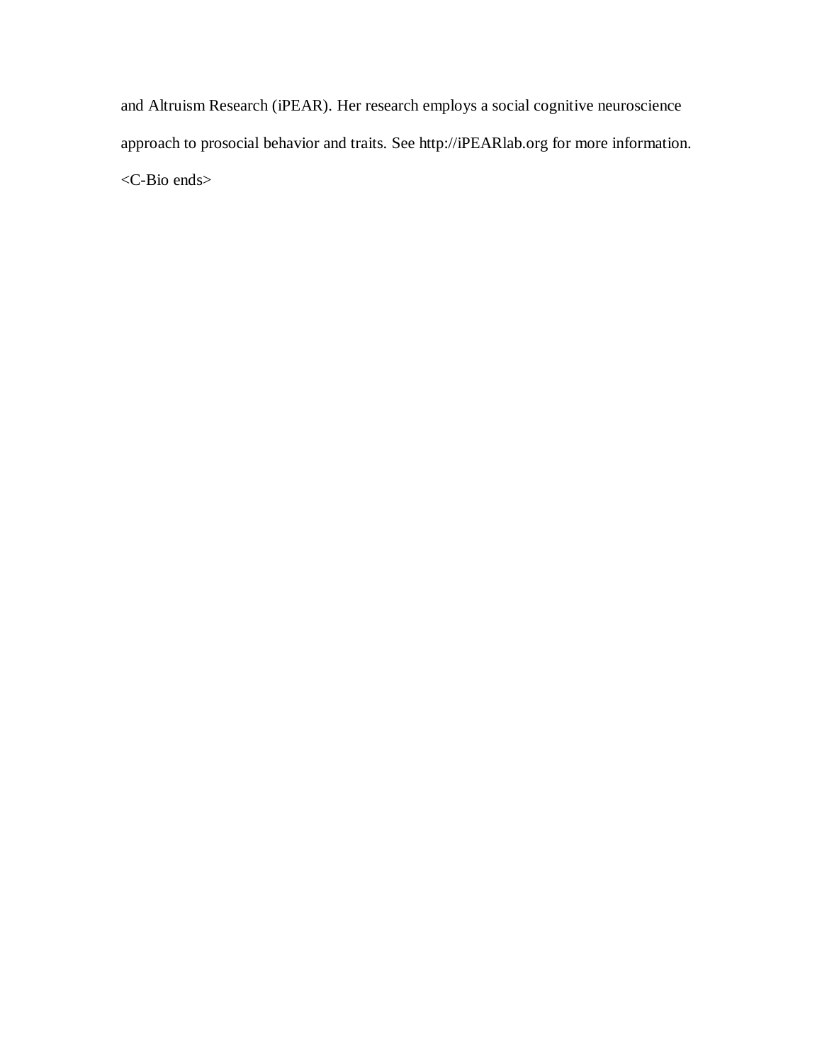and Altruism Research (iPEAR). Her research employs a social cognitive neuroscience approach to prosocial behavior and traits. See http://iPEARlab.org for more information.

<C-Bio ends>